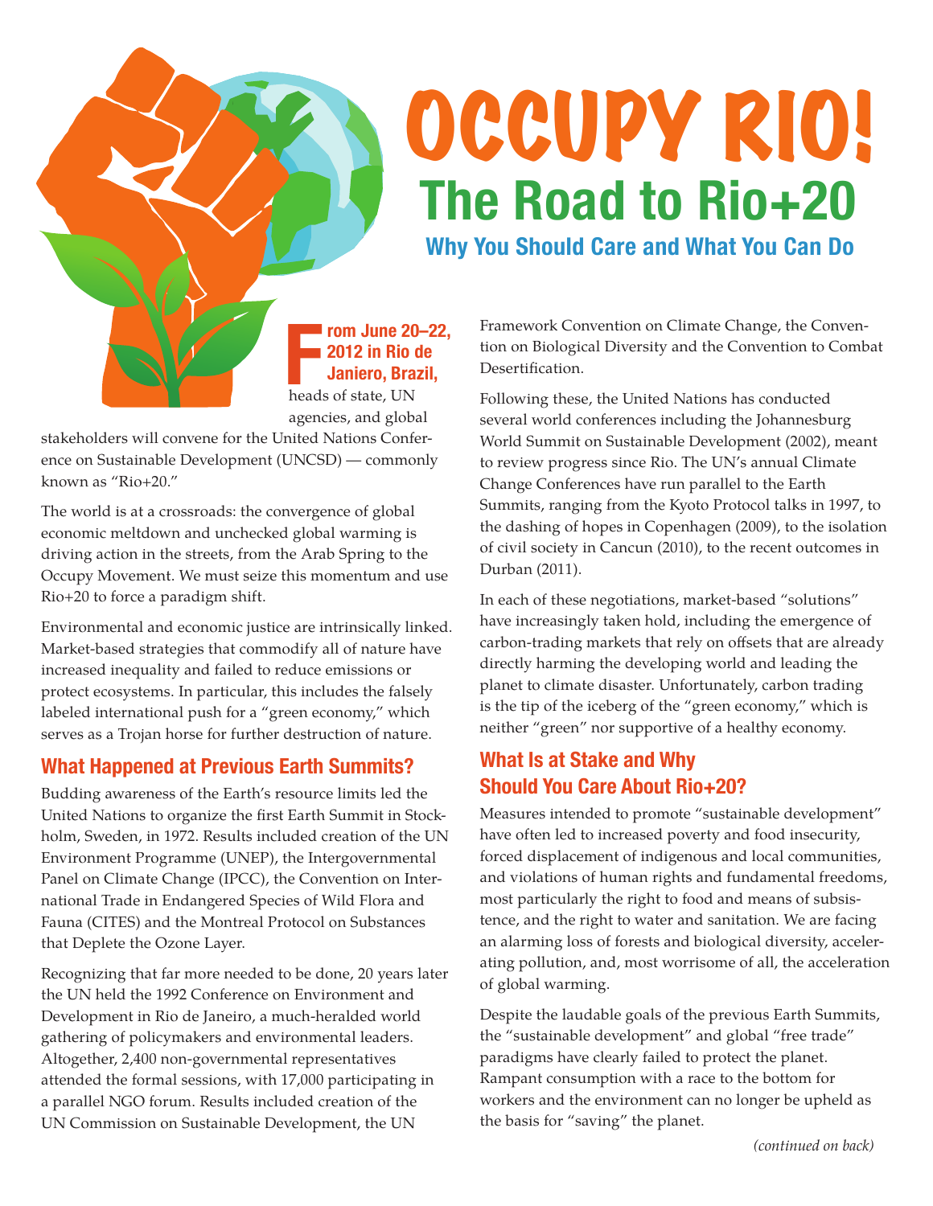# OCCUPY RIO!

## The Road to Rio+20

### Why You Should Care and What You Can Do

**From June 20–22, 2012 in Rio de Janiero, Brazil,** heads of state, UN agencies, and global stakeholders will convene for the United Nations Conference on Sustainable Development (UNCSD) — commonly known as "Rio+20."

The world is at a crossroads: the convergence of global economic meltdown and unchecked global warming is driving action in the streets, from the Arab Spring to the Occupy Movement. We must seize this momentum and use Rio+20 to force a paradigm shift.

Environmental and economic justice are intrinsically linked. Market-based strategies that commodify all of nature have increased inequality and failed to reduce emissions or protect ecosystems. In particular, this includes the falsely labeled international push for a "green economy," which serves as a Trojan horse for further destruction of nature.

## What Happened at Previous Earth Summits?

Budding awareness of the Earth's resource limits led the United Nations to organize the first Earth Summit in Stockholm, Sweden, in 1972. Results included creation of the UN Environment Programme (UNEP), the Intergovernmental Panel on Climate Change (IPCC), the Convention on International Trade in Endangered Species of Wild Flora and Fauna (CITES) and the Montreal Protocol on Substances that Deplete the Ozone Layer.

Recognizing that far more needed to be done, 20 years later the UN held the 1992 Conference on Environment and Development in Rio de Janeiro, a much-heralded world gathering of policymakers and environmental leaders. Altogether, 2,400 non-governmental representatives attended the formal sessions, with 17,000 participating in a parallel NGO forum. Results included creation of the UN Commission on Sustainable Development, the UN Framework Convention on Climate Change, the Convention on Biological Diversity and the Convention to Combat Desertification.

Following these, the United Nations has conducted several world conferences including the Johannesburg World Summit on Sustainable Development (2002), meant to review progress since Rio. The UN's annual Climate Change Conferences have run parallel to the Earth Summits, ranging from the Kyoto Protocol talks in 1997, to the dashing of hopes in Copenhagen (2009), to the isolation of civil society in Cancun (2010), to the recent outcomes in Durban (2011).

In each of these negotiations, market-based "solutions" have increasingly taken hold, including the emergence of carbon-trading markets that rely on offsets that are already directly harming the developing world and leading the planet to climate disaster. Unfortunately, carbon trading is the tip of the iceberg of the "green economy," which is neither "green" nor supportive of a healthy economy.

## What Is at Stake and Why Should You Care About Rio+20?

Measures intended to promote "sustainable development" have often led to increased poverty and food insecurity, forced displacement of indigenous and local communities, and violations of human rights and fundamental freedoms, most particularly the right to food and means of subsistence, and the right to water and sanitation. We are facing an alarming loss of forests and biological diversity, accelerating pollution, and, most worrisome of all, the acceleration of global warming.

Despite the laudable goals of the previous Earth Summits, the "sustainable development" and global "free trade" paradigms have clearly failed to protect the planet. Rampant consumption with a race to the bottom for workers and the environment can no longer be upheld as the basis for "saving" the planet.

*(continued on back)*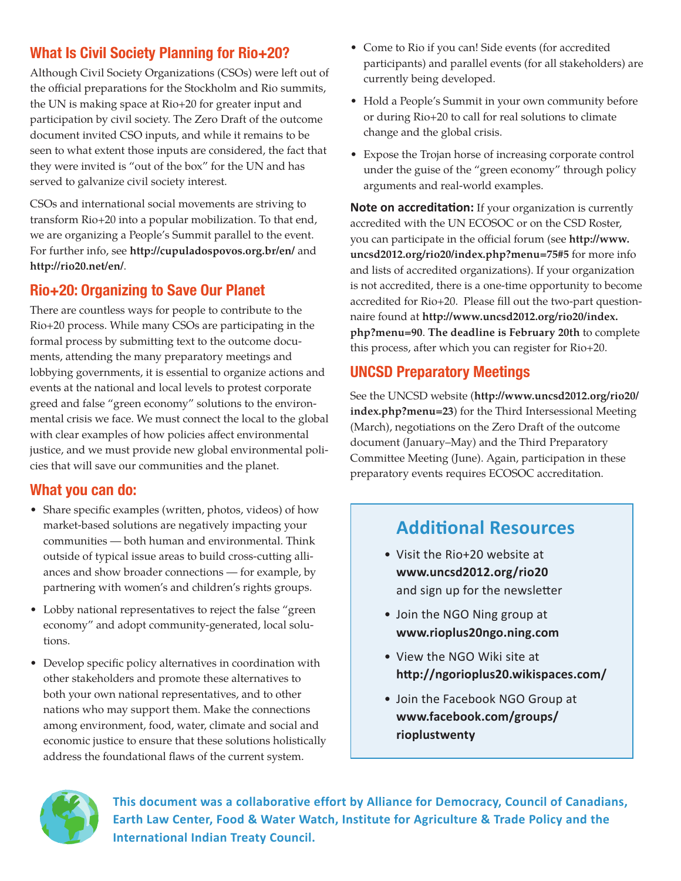## What Is Civil Society Planning for Rio+20?

Although Civil Society Organizations (CSOs) were left out of the official preparations for the Stockholm and Rio summits, the UN is making space at Rio+20 for greater input and participation by civil society. The Zero Draft of the outcome document invited CSO inputs, and while it remains to be seen to what extent those inputs are considered, the fact that they were invited is "out of the box" for the UN and has served to galvanize civil society interest.

CSOs and international social movements are striving to transform Rio+20 into a popular mobilization. To that end, we are organizing a People's Summit parallel to the event. For further info, see **http://cupuladospovos.org.br/en/** and **http://rio20.net/en/**.

## Rio+20: Organizing to Save Our Planet

There are countless ways for people to contribute to the Rio+20 process. While many CSOs are participating in the formal process by submitting text to the outcome documents, attending the many preparatory meetings and lobbying governments, it is essential to organize actions and events at the national and local levels to protest corporate greed and false "green economy" solutions to the environmental crisis we face. We must connect the local to the global with clear examples of how policies affect environmental justice, and we must provide new global environmental policies that will save our communities and the planet.

## What you can do:

- Share specific examples (written, photos, videos) of how market-based solutions are negatively impacting your communities — both human and environmental. Think outside of typical issue areas to build cross-cutting alliances and show broader connections — for example, by partnering with women's and children's rights groups.
- Lobby national representatives to reject the false "green economy" and adopt community-generated, local solutions.
- Develop specific policy alternatives in coordination with other stakeholders and promote these alternatives to both your own national representatives, and to other nations who may support them. Make the connections among environment, food, water, climate and social and economic justice to ensure that these solutions holistically address the foundational flaws of the current system.
- Come to Rio if you can! Side events (for accredited participants) and parallel events (for all stakeholders) are currently being developed.
- Hold a People's Summit in your own community before or during Rio+20 to call for real solutions to climate change and the global crisis.
- Expose the Trojan horse of increasing corporate control under the guise of the "green economy" through policy arguments and real-world examples.

**Note on accreditation:** If your organization is currently accredited with the UN ECOSOC or on the CSD Roster, you can participate in the official forum (see **http://www.uncsd2012.org/rio20/index.php?menu=75#5** for more info and lists of accredited organizations). If your organization is not accredited, there is a one-time opportunity to become accredited for Rio+20. Please fill out the two-part questionnaire found at **http://www.uncsd2012.org/rio20/index.php?menu=90**. **The deadline is February 20th** to complete this process, after which you can register for Rio+20.

## UNCSD Preparatory Meetings

See the UNCSD website (**http://www.uncsd2012.org/rio20/index.php?menu=23**) for the Third Intersessional Meeting (March), negotiations on the Zero Draft of the outcome document (January–May) and the Third Preparatory Committee Meeting (June). Again, participation in these preparatory events requires ECOSOC accreditation.

## Additional Resources

- Visit the Rio+20 website at **www.uncsd2012.org/rio20** and sign up for the newsletter
- Join the NGO Ning group at **www.rioplus20ngo.ning.com**
- View the NGO Wiki site at **http://ngorioplus20.wikispaces.com/**
- Join the Facebook NGO Group at **www.facebook.com/groups/rioplustwenty**

**This document was a collaborative effort by Alliance for Democracy, Council of Canadians, Earth Law Center, Food & Water Watch, Institute for Agriculture & Trade Policy and the International Indian Treaty Council.**